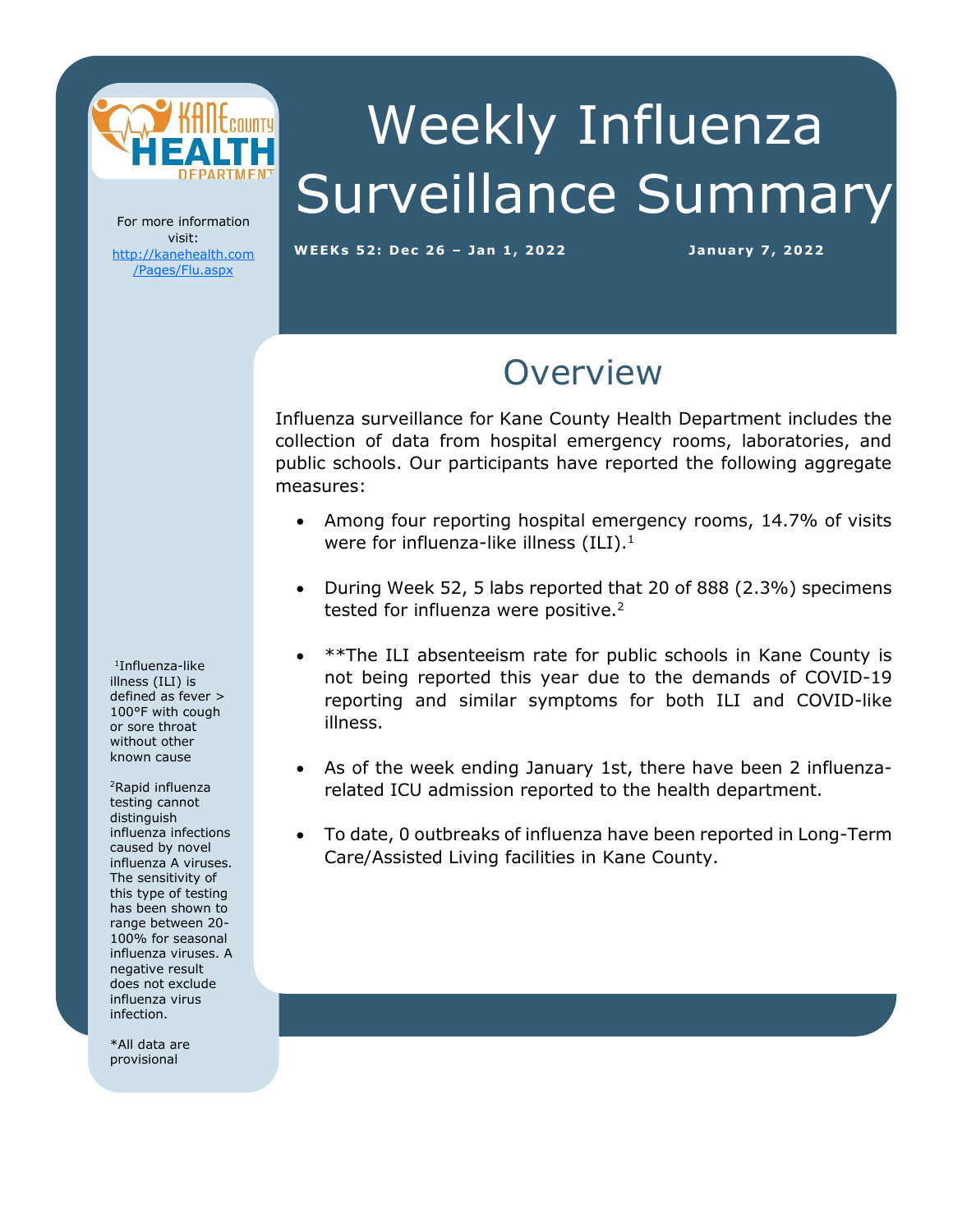# Weekly Influenza Surveillance Summary

**WEEKs 52: Dec 26 – Jan 1, 2022**

**January 7, 2022**

For more information visit: http://kanehealth.com/Pages/Flu.aspx

## Overview

Influenza surveillance for Kane County Health Department includes the collection of data from hospital emergency rooms, laboratories, and public schools. Our participants have reported the following aggregate measures:

- Among four reporting hospital emergency rooms, 14.7% of visits were for influenza-like illness (ILI).[1]
- During Week 52, 5 labs reported that 20 of 888 (2.3%) specimens tested for influenza were positive.[2]
- **The ILI absenteeism rate for public schools in Kane County is not being reported this year due to the demands of COVID-19 reporting and similar symptoms for both ILI and COVID-like illness.
- As of the week ending January 1st, there have been 2 influenza-related ICU admission reported to the health department.
- To date, 0 outbreaks of influenza have been reported in Long-Term Care/Assisted Living facilities in Kane County.

[1]Influenza-like illness (ILI) is defined as fever > 100°F with cough or sore throat without other known cause

[2]Rapid influenza testing cannot distinguish influenza infections caused by novel influenza A viruses. The sensitivity of this type of testing has been shown to range between 20-100% for seasonal influenza viruses. A negative result does not exclude influenza virus infection.

*All data are provisional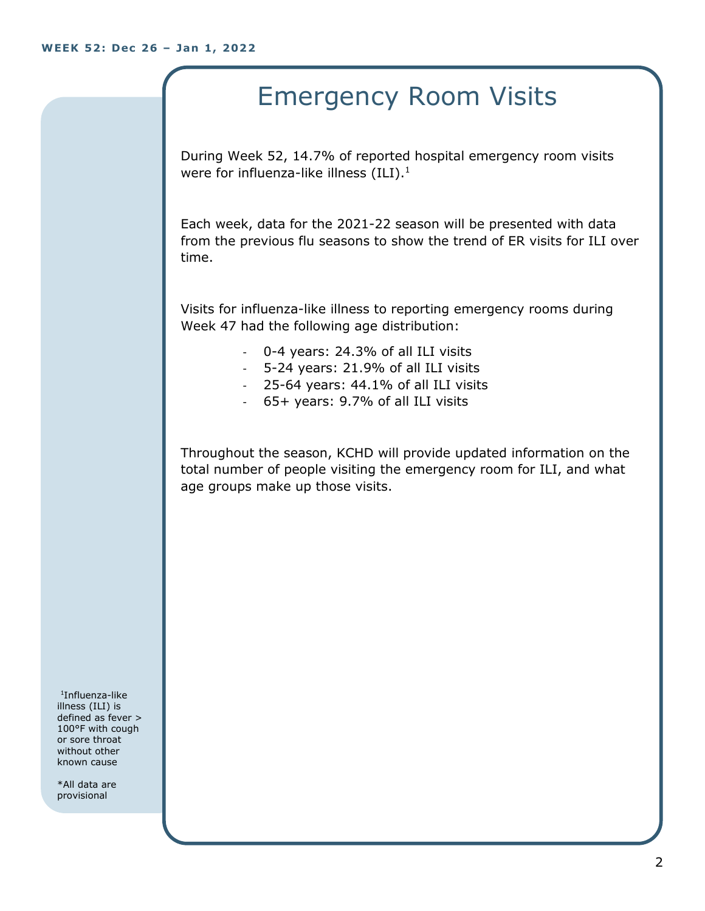# Emergency Room Visits

During Week 52, 14.7% of reported hospital emergency room visits were for influenza-like illness (ILI).[1]

Each week, data for the 2021-22 season will be presented with data from the previous flu seasons to show the trend of ER visits for ILI over time.

Visits for influenza-like illness to reporting emergency rooms during Week 47 had the following age distribution:

- 0-4 years: 24.3% of all ILI visits
- 5-24 years: 21.9% of all ILI visits
- 25-64 years: 44.1% of all ILI visits
- 65+ years: 9.7% of all ILI visits

Throughout the season, KCHD will provide updated information on the total number of people visiting the emergency room for ILI, and what age groups make up those visits.

[1]Influenza-like illness (ILI) is defined as fever > 100°F with cough or sore throat without other known cause

*All data are provisional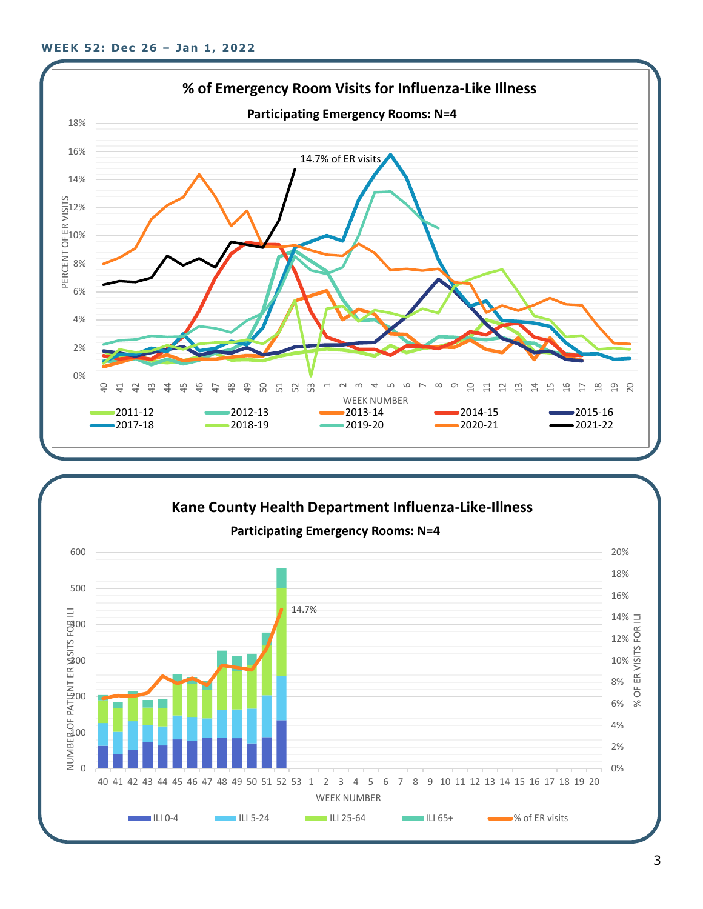**WEEK 52: Dec 26 – Jan 1, 2022**

## % of Emergency Room Visits for Influenza-Like Illness

**Participating Emergency Rooms: N=4**

14.7% of ER visits

PERCENT OF ER VISITS: 0%, 2%, 4%, 6%, 8%, 10%, 12%, 14%, 16%, 18%

WEEK NUMBER: 40, 41, 42, 43, 44, 45, 46, 47, 48, 49, 50, 51, 52, 53, 1, 2, 3, 4, 5, 6, 7, 8, 9, 10, 11, 12, 13, 14, 15, 16, 17, 18, 19, 20

Legend: 2011-12, 2012-13, 2013-14, 2014-15, 2015-16, 2017-18, 2018-19, 2019-20, 2020-21, 2021-22

## Kane County Health Department Influenza-Like-Illness

**Participating Emergency Rooms: N=4**

14.7%

NUMBER OF PATIENT ER VISITS FOR ILI: 0, 100, 200, 300, 400, 500, 600

% OF ER VISITS FOR ILI: 0%, 2%, 4%, 6%, 8%, 10%, 12%, 14%, 16%, 18%, 20%

WEEK NUMBER: 40, 41, 42, 43, 44, 45, 46, 47, 48, 49, 50, 51, 52, 53, 1, 2, 3, 4, 5, 6, 7, 8, 9, 10, 11, 12, 13, 14, 15, 16, 17, 18, 19, 20

Legend: ILI 0-4, ILI 5-24, ILI 25-64, ILI 65+, % of ER visits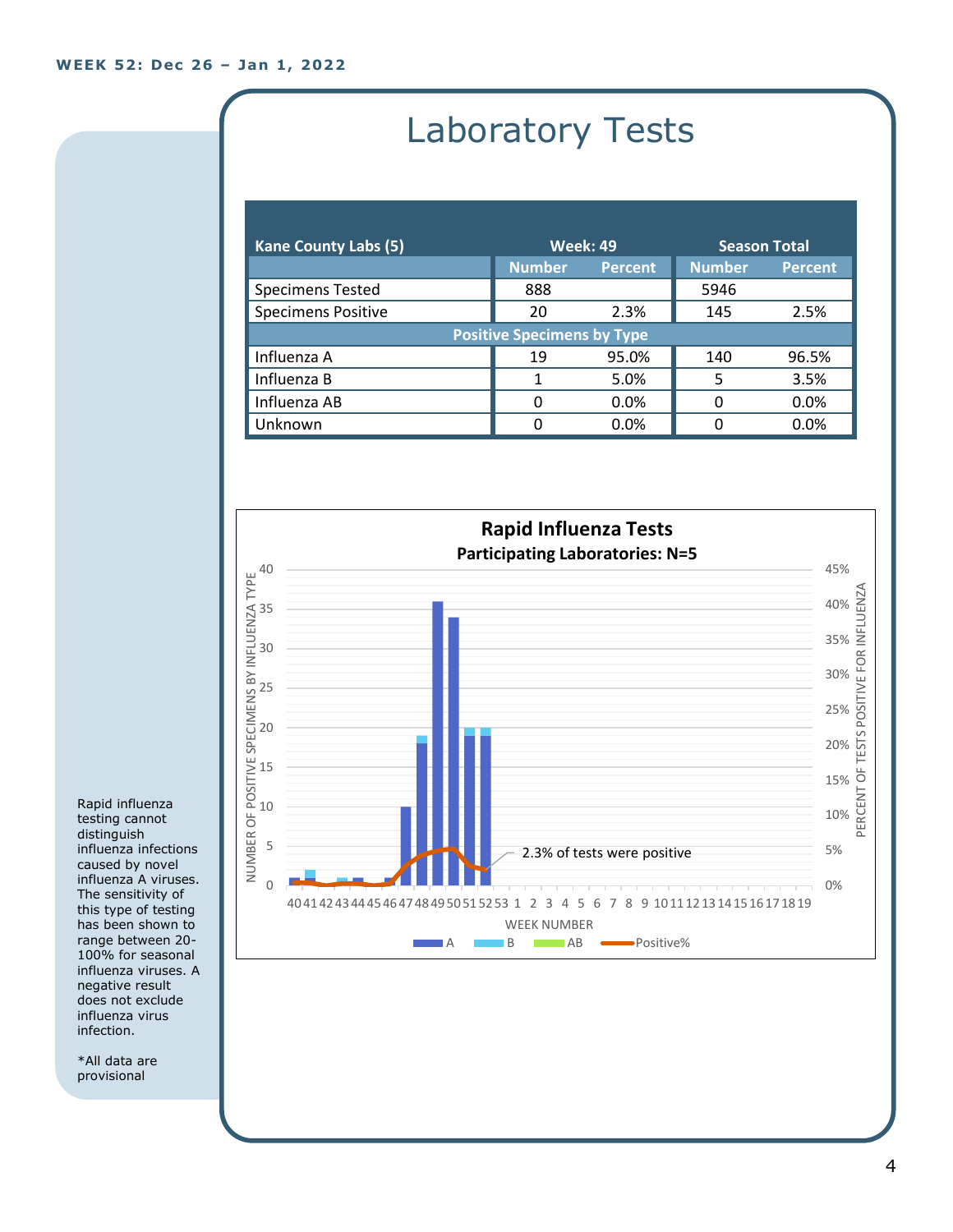WEEK 52: Dec 26 – Jan 1, 2022

# Laboratory Tests

| Kane County Labs (5) | Week: 49 | | Season Total | |
|---|---|---|---|---|
| | Number | Percent | Number | Percent |
| Specimens Tested | 888 | | 5946 | |
| Specimens Positive | 20 | 2.3% | 145 | 2.5% |
| **Positive Specimens by Type** | | | | |
| Influenza A | 19 | 95.0% | 140 | 96.5% |
| Influenza B | 1 | 5.0% | 5 | 3.5% |
| Influenza AB | 0 | 0.0% | 0 | 0.0% |
| Unknown | 0 | 0.0% | 0 | 0.0% |

**Rapid Influenza Tests**
**Participating Laboratories: N=5**

2.3% of tests were positive

Legend: A, B, AB, Positive%

Rapid influenza testing cannot distinguish influenza infections caused by novel influenza A viruses. The sensitivity of this type of testing has been shown to range between 20-100% for seasonal influenza viruses. A negative result does not exclude influenza virus infection.

*All data are provisional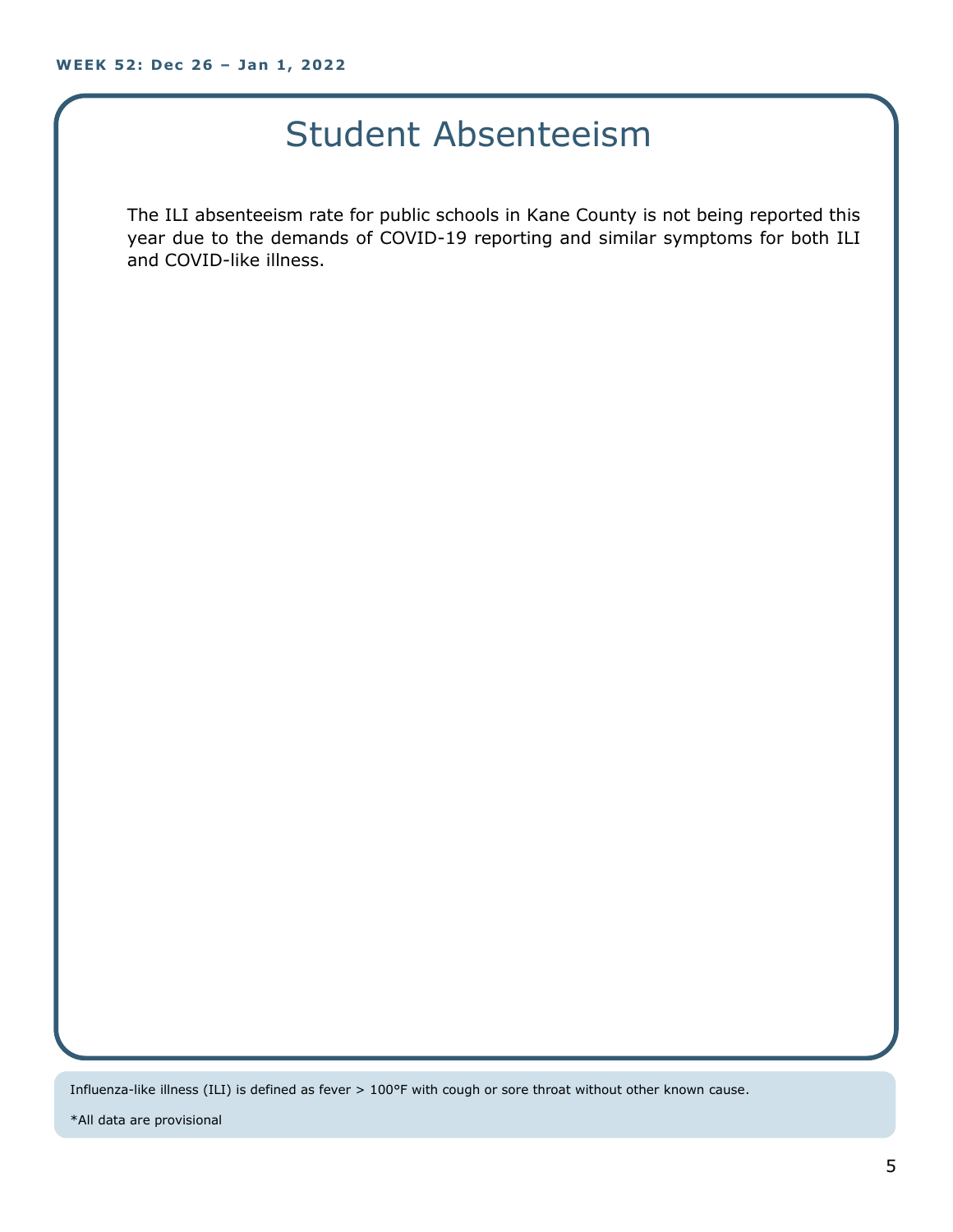# Student Absenteeism

The ILI absenteeism rate for public schools in Kane County is not being reported this year due to the demands of COVID-19 reporting and similar symptoms for both ILI and COVID-like illness.

Influenza-like illness (ILI) is defined as fever > 100°F with cough or sore throat without other known cause.

*All data are provisional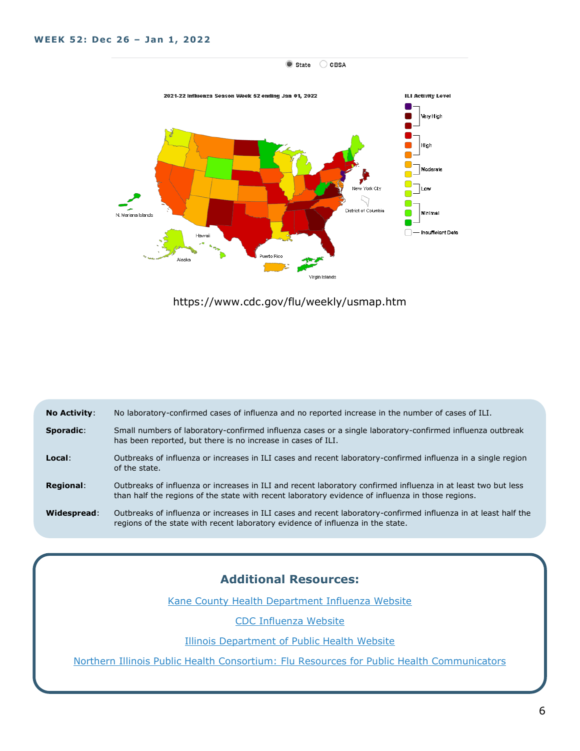**WEEK 52: Dec 26 – Jan 1, 2022**

State CBSA

2021-22 Influenza Season Week 52 ending Jan 01, 2022

ILI Activity Level

Very High

High

Moderate

Low

Minimal

Insufficient Data

N. Mariana Islands

Hawaii

Alaska

Puerto Rico

Virgin Islands

New York City

District of Columbia

https://www.cdc.gov/flu/weekly/usmap.htm

| | |
|---|---|
| **No Activity**: | No laboratory-confirmed cases of influenza and no reported increase in the number of cases of ILI. |
| **Sporadic**: | Small numbers of laboratory-confirmed influenza cases or a single laboratory-confirmed influenza outbreak has been reported, but there is no increase in cases of ILI. |
| **Local**: | Outbreaks of influenza or increases in ILI cases and recent laboratory-confirmed influenza in a single region of the state. |
| **Regional**: | Outbreaks of influenza or increases in ILI and recent laboratory confirmed influenza in at least two but less than half the regions of the state with recent laboratory evidence of influenza in those regions. |
| **Widespread**: | Outbreaks of influenza or increases in ILI cases and recent laboratory-confirmed influenza in at least half the regions of the state with recent laboratory evidence of influenza in the state. |

## Additional Resources:

Kane County Health Department Influenza Website

CDC Influenza Website

Illinois Department of Public Health Website

Northern Illinois Public Health Consortium: Flu Resources for Public Health Communicators